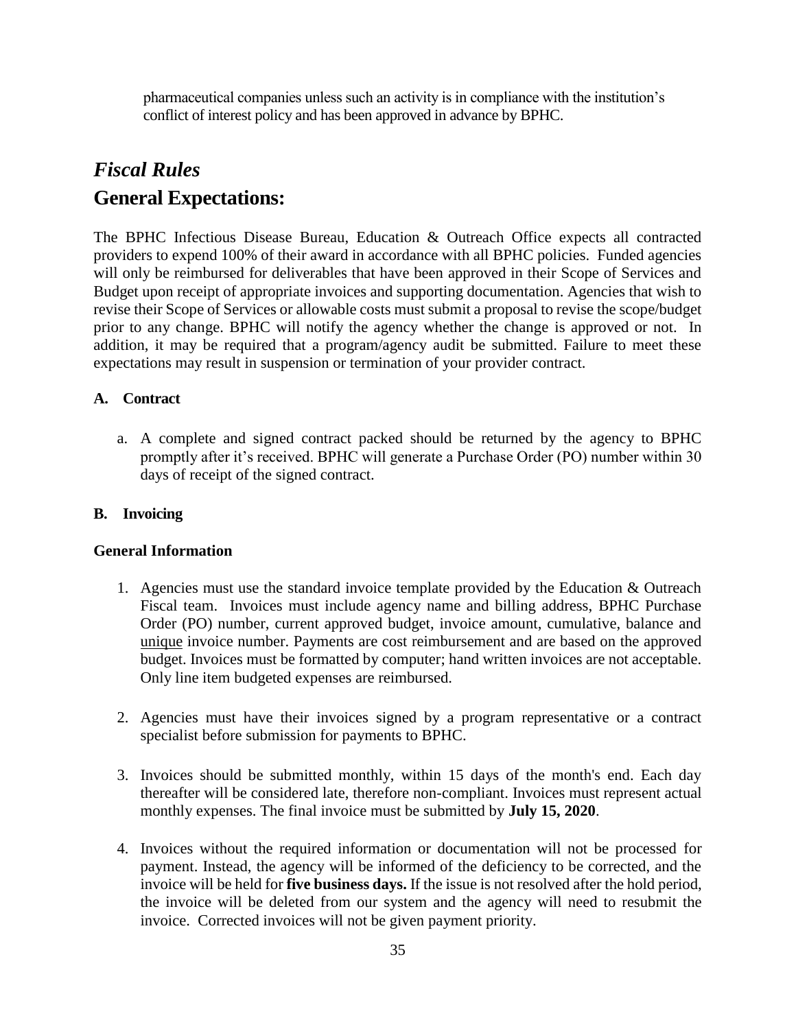pharmaceutical companies unless such an activity is in compliance with the institution's conflict of interest policy and has been approved in advance by BPHC.

# *Fiscal Rules*

## General Expectations:

The BPHC Infectious Disease Bureau, Education & Outreach Office expects all contracted providers to expend 100% of their award in accordance with all BPHC policies. Funded agencies will only be reimbursed for deliverables that have been approved in their Scope of Services and Budget upon receipt of appropriate invoices and supporting documentation. Agencies that wish to revise their Scope of Services or allowable costs must submit a proposal to revise the scope/budget prior to any change. BPHC will notify the agency whether the change is approved or not. In addition, it may be required that a program/agency audit be submitted. Failure to meet these expectations may result in suspension or termination of your provider contract.

### A. Contract

a. A complete and signed contract packed should be returned by the agency to BPHC promptly after it's received. BPHC will generate a Purchase Order (PO) number within 30 days of receipt of the signed contract.

### B. Invoicing

**General Information**

1. Agencies must use the standard invoice template provided by the Education & Outreach Fiscal team. Invoices must include agency name and billing address, BPHC Purchase Order (PO) number, current approved budget, invoice amount, cumulative, balance and unique invoice number. Payments are cost reimbursement and are based on the approved budget. Invoices must be formatted by computer; hand written invoices are not acceptable. Only line item budgeted expenses are reimbursed.

2. Agencies must have their invoices signed by a program representative or a contract specialist before submission for payments to BPHC.

3. Invoices should be submitted monthly, within 15 days of the month's end. Each day thereafter will be considered late, therefore non-compliant. Invoices must represent actual monthly expenses. The final invoice must be submitted by **July 15, 2020**.

4. Invoices without the required information or documentation will not be processed for payment. Instead, the agency will be informed of the deficiency to be corrected, and the invoice will be held for **five business days.** If the issue is not resolved after the hold period, the invoice will be deleted from our system and the agency will need to resubmit the invoice. Corrected invoices will not be given payment priority.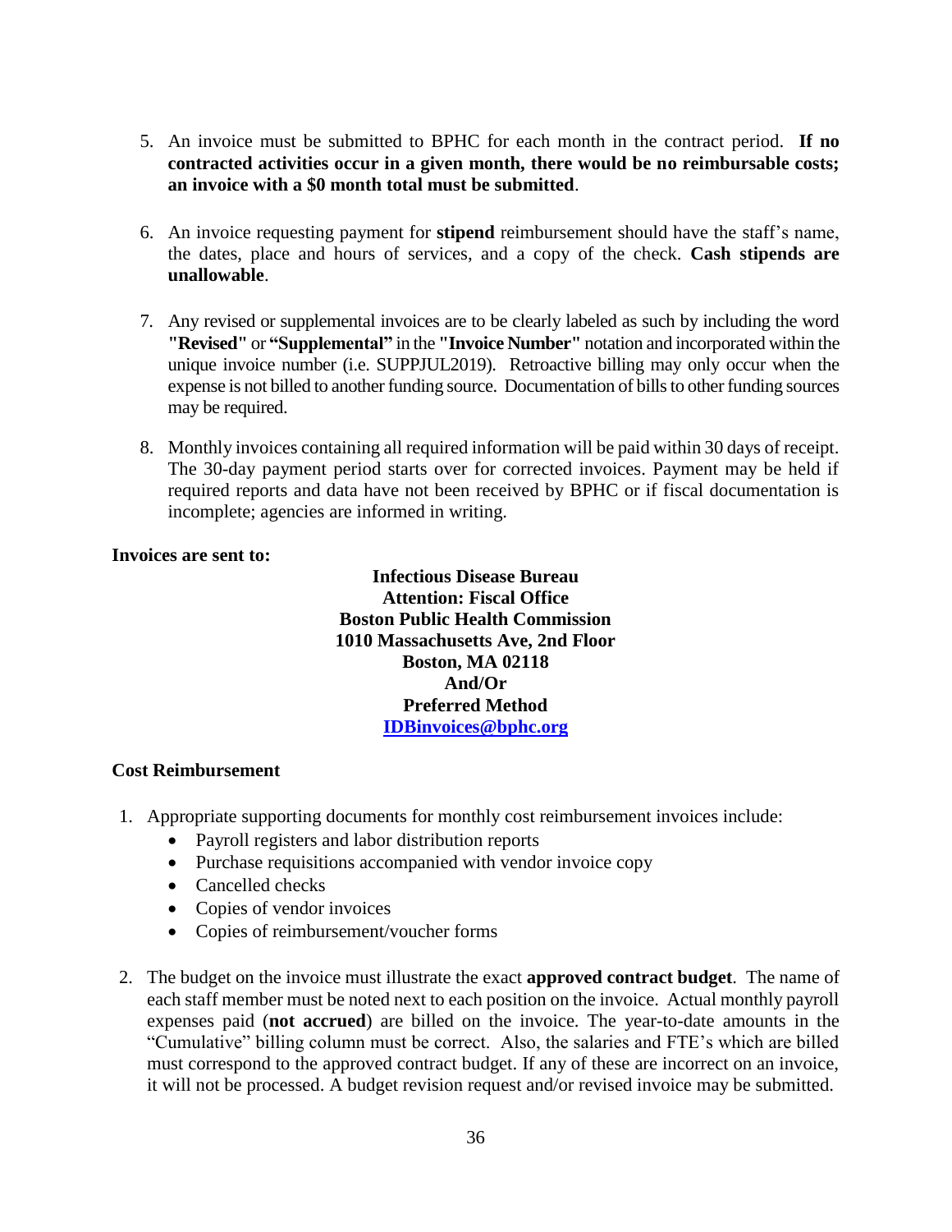5. An invoice must be submitted to BPHC for each month in the contract period. **If no contracted activities occur in a given month, there would be no reimbursable costs; an invoice with a $0 month total must be submitted**.

6. An invoice requesting payment for **stipend** reimbursement should have the staff's name, the dates, place and hours of services, and a copy of the check. **Cash stipends are unallowable**.

7. Any revised or supplemental invoices are to be clearly labeled as such by including the word **"Revised"** or **"Supplemental"** in the **"Invoice Number"** notation and incorporated within the unique invoice number (i.e. SUPPJUL2019). Retroactive billing may only occur when the expense is not billed to another funding source. Documentation of bills to other funding sources may be required.

8. Monthly invoices containing all required information will be paid within 30 days of receipt. The 30-day payment period starts over for corrected invoices. Payment may be held if required reports and data have not been received by BPHC or if fiscal documentation is incomplete; agencies are informed in writing.

**Invoices are sent to:**

**Infectious Disease Bureau**
**Attention: Fiscal Office**
**Boston Public Health Commission**
**1010 Massachusetts Ave, 2nd Floor**
**Boston, MA 02118**
**And/Or**
**Preferred Method**
**IDBinvoices@bphc.org**

**Cost Reimbursement**

1. Appropriate supporting documents for monthly cost reimbursement invoices include:
   - Payroll registers and labor distribution reports
   - Purchase requisitions accompanied with vendor invoice copy
   - Cancelled checks
   - Copies of vendor invoices
   - Copies of reimbursement/voucher forms

2. The budget on the invoice must illustrate the exact **approved contract budget**. The name of each staff member must be noted next to each position on the invoice. Actual monthly payroll expenses paid (**not accrued**) are billed on the invoice. The year-to-date amounts in the "Cumulative" billing column must be correct. Also, the salaries and FTE's which are billed must correspond to the approved contract budget. If any of these are incorrect on an invoice, it will not be processed. A budget revision request and/or revised invoice may be submitted.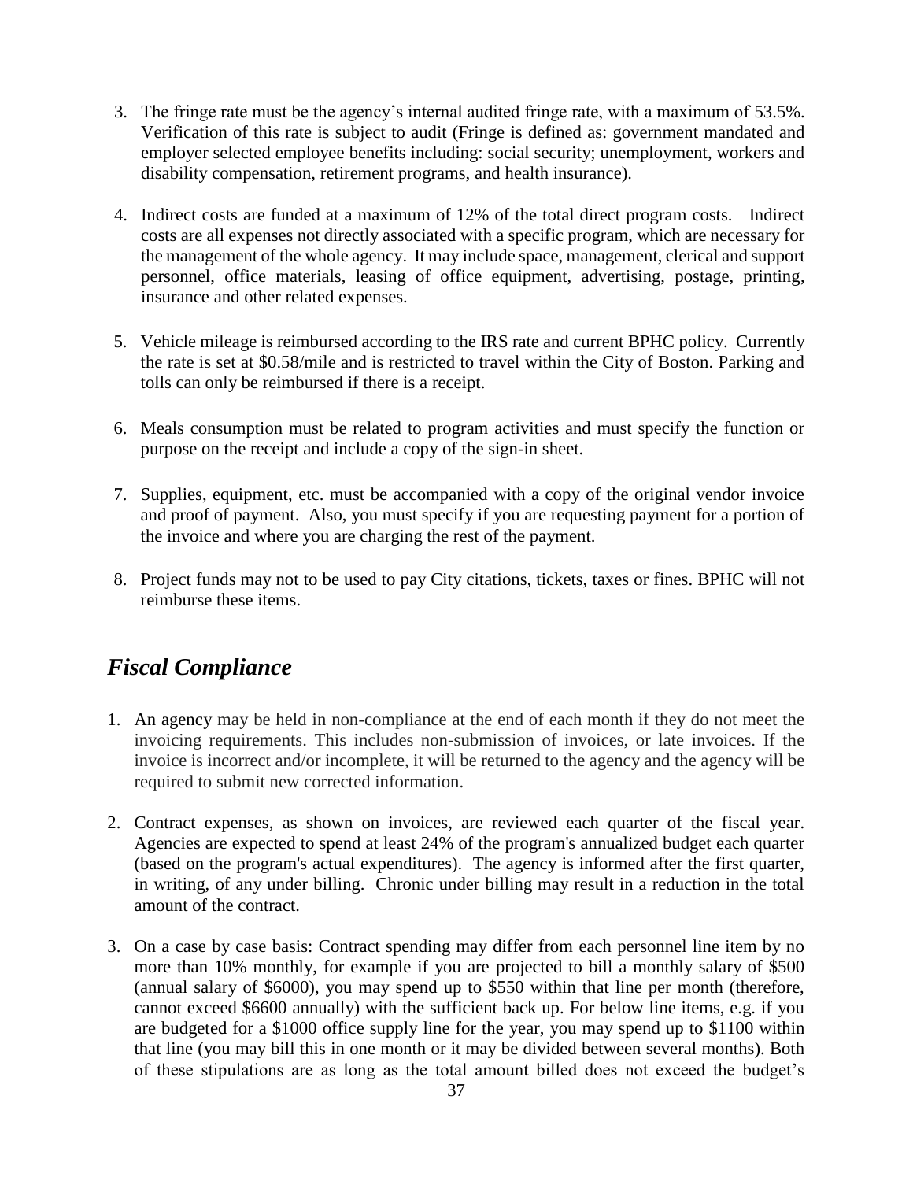3. The fringe rate must be the agency's internal audited fringe rate, with a maximum of 53.5%. Verification of this rate is subject to audit (Fringe is defined as: government mandated and employer selected employee benefits including: social security; unemployment, workers and disability compensation, retirement programs, and health insurance).

4. Indirect costs are funded at a maximum of 12% of the total direct program costs. Indirect costs are all expenses not directly associated with a specific program, which are necessary for the management of the whole agency. It may include space, management, clerical and support personnel, office materials, leasing of office equipment, advertising, postage, printing, insurance and other related expenses.

5. Vehicle mileage is reimbursed according to the IRS rate and current BPHC policy. Currently the rate is set at $0.58/mile and is restricted to travel within the City of Boston. Parking and tolls can only be reimbursed if there is a receipt.

6. Meals consumption must be related to program activities and must specify the function or purpose on the receipt and include a copy of the sign-in sheet.

7. Supplies, equipment, etc. must be accompanied with a copy of the original vendor invoice and proof of payment. Also, you must specify if you are requesting payment for a portion of the invoice and where you are charging the rest of the payment.

8. Project funds may not to be used to pay City citations, tickets, taxes or fines. BPHC will not reimburse these items.

## *Fiscal Compliance*

1. An agency may be held in non-compliance at the end of each month if they do not meet the invoicing requirements. This includes non-submission of invoices, or late invoices. If the invoice is incorrect and/or incomplete, it will be returned to the agency and the agency will be required to submit new corrected information.

2. Contract expenses, as shown on invoices, are reviewed each quarter of the fiscal year. Agencies are expected to spend at least 24% of the program's annualized budget each quarter (based on the program's actual expenditures). The agency is informed after the first quarter, in writing, of any under billing. Chronic under billing may result in a reduction in the total amount of the contract.

3. On a case by case basis: Contract spending may differ from each personnel line item by no more than 10% monthly, for example if you are projected to bill a monthly salary of $500 (annual salary of $6000), you may spend up to $550 within that line per month (therefore, cannot exceed $6600 annually) with the sufficient back up. For below line items, e.g. if you are budgeted for a $1000 office supply line for the year, you may spend up to $1100 within that line (you may bill this in one month or it may be divided between several months). Both of these stipulations are as long as the total amount billed does not exceed the budget's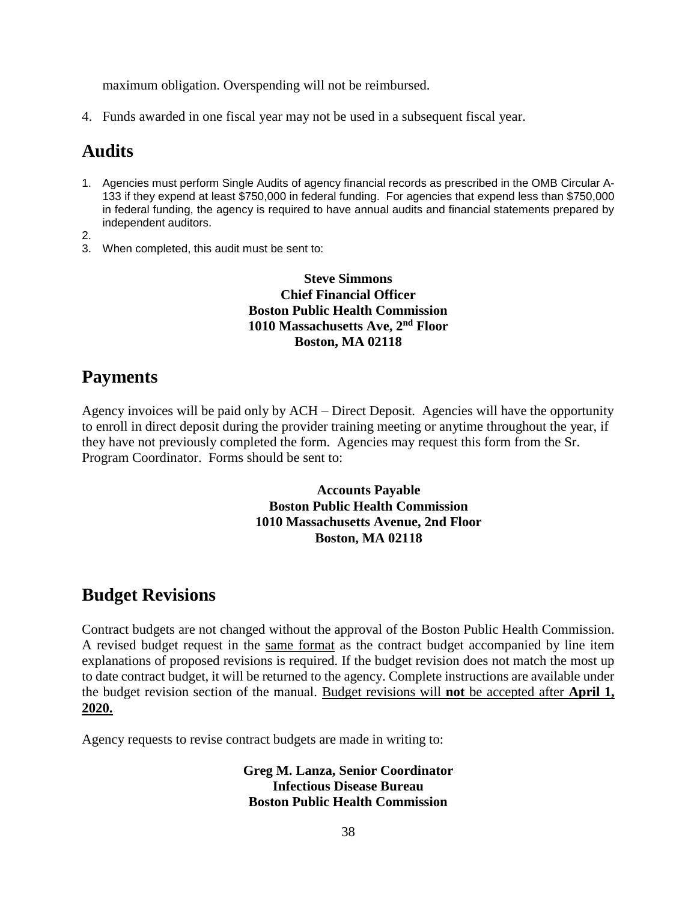maximum obligation. Overspending will not be reimbursed.

4. Funds awarded in one fiscal year may not be used in a subsequent fiscal year.

## Audits

1. Agencies must perform Single Audits of agency financial records as prescribed in the OMB Circular A-133 if they expend at least $750,000 in federal funding. For agencies that expend less than $750,000 in federal funding, the agency is required to have annual audits and financial statements prepared by independent auditors.
2. 
3. When completed, this audit must be sent to:

**Steve Simmons**
**Chief Financial Officer**
**Boston Public Health Commission**
**1010 Massachusetts Ave, 2nd Floor**
**Boston, MA 02118**

## Payments

Agency invoices will be paid only by ACH – Direct Deposit. Agencies will have the opportunity to enroll in direct deposit during the provider training meeting or anytime throughout the year, if they have not previously completed the form. Agencies may request this form from the Sr. Program Coordinator. Forms should be sent to:

**Accounts Payable**
**Boston Public Health Commission**
**1010 Massachusetts Avenue, 2nd Floor**
**Boston, MA 02118**

## Budget Revisions

Contract budgets are not changed without the approval of the Boston Public Health Commission. A revised budget request in the <u>same format</u> as the contract budget accompanied by line item explanations of proposed revisions is required. If the budget revision does not match the most up to date contract budget, it will be returned to the agency. Complete instructions are available under the budget revision section of the manual. <u>Budget revisions will **not** be accepted after **April 1, 2020.**</u>

Agency requests to revise contract budgets are made in writing to:

**Greg M. Lanza, Senior Coordinator**
**Infectious Disease Bureau**
**Boston Public Health Commission**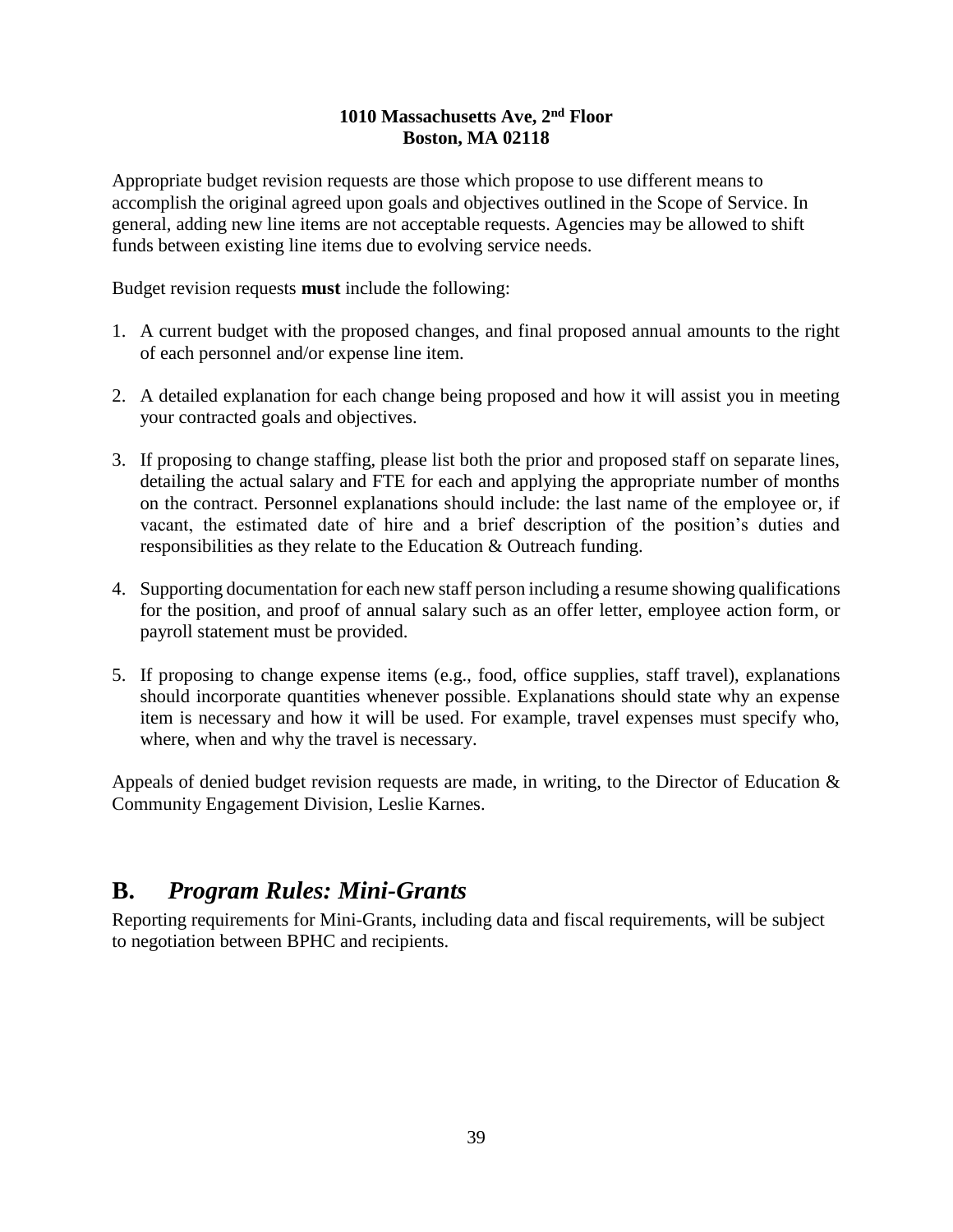**1010 Massachusetts Ave, 2nd Floor**
**Boston, MA 02118**

Appropriate budget revision requests are those which propose to use different means to accomplish the original agreed upon goals and objectives outlined in the Scope of Service. In general, adding new line items are not acceptable requests. Agencies may be allowed to shift funds between existing line items due to evolving service needs.

Budget revision requests **must** include the following:

1. A current budget with the proposed changes, and final proposed annual amounts to the right of each personnel and/or expense line item.

2. A detailed explanation for each change being proposed and how it will assist you in meeting your contracted goals and objectives.

3. If proposing to change staffing, please list both the prior and proposed staff on separate lines, detailing the actual salary and FTE for each and applying the appropriate number of months on the contract. Personnel explanations should include: the last name of the employee or, if vacant, the estimated date of hire and a brief description of the position's duties and responsibilities as they relate to the Education & Outreach funding.

4. Supporting documentation for each new staff person including a resume showing qualifications for the position, and proof of annual salary such as an offer letter, employee action form, or payroll statement must be provided.

5. If proposing to change expense items (e.g., food, office supplies, staff travel), explanations should incorporate quantities whenever possible. Explanations should state why an expense item is necessary and how it will be used. For example, travel expenses must specify who, where, when and why the travel is necessary.

Appeals of denied budget revision requests are made, in writing, to the Director of Education & Community Engagement Division, Leslie Karnes.

## B. *Program Rules: Mini-Grants*

Reporting requirements for Mini-Grants, including data and fiscal requirements, will be subject to negotiation between BPHC and recipients.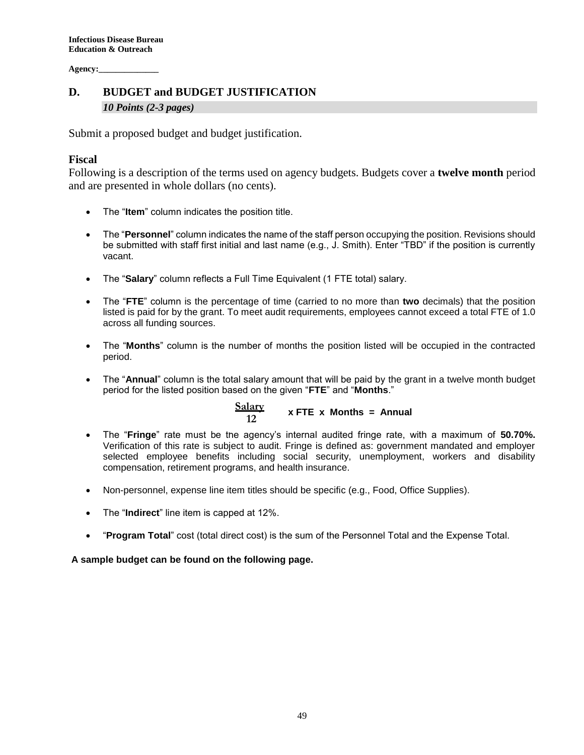**Infectious Disease Bureau**
**Education & Outreach**

**Agency:______________**

## D. BUDGET and BUDGET JUSTIFICATION

***10 Points (2-3 pages)***

Submit a proposed budget and budget justification.

### Fiscal

Following is a description of the terms used on agency budgets. Budgets cover a **twelve month** period and are presented in whole dollars (no cents).

- The "**Item**" column indicates the position title.
- The "**Personnel**" column indicates the name of the staff person occupying the position. Revisions should be submitted with staff first initial and last name (e.g., J. Smith). Enter "TBD" if the position is currently vacant.
- The "**Salary**" column reflects a Full Time Equivalent (1 FTE total) salary.
- The "**FTE**" column is the percentage of time (carried to no more than **two** decimals) that the position listed is paid for by the grant. To meet audit requirements, employees cannot exceed a total FTE of 1.0 across all funding sources.
- The "**Months**" column is the number of months the position listed will be occupied in the contracted period.
- The "**Annual**" column is the total salary amount that will be paid by the grant in a twelve month budget period for the listed position based on the given "**FTE**" and "**Months**."

$$\frac{\text{Salary}}{12} \times \text{FTE} \times \text{Months} = \text{Annual}$$

- The "**Fringe**" rate must be the agency's internal audited fringe rate, with a maximum of **50.70%.** Verification of this rate is subject to audit. Fringe is defined as: government mandated and employer selected employee benefits including social security, unemployment, workers and disability compensation, retirement programs, and health insurance.
- Non-personnel, expense line item titles should be specific (e.g., Food, Office Supplies).
- The "**Indirect**" line item is capped at 12%.
- "**Program Total**" cost (total direct cost) is the sum of the Personnel Total and the Expense Total.

**A sample budget can be found on the following page.**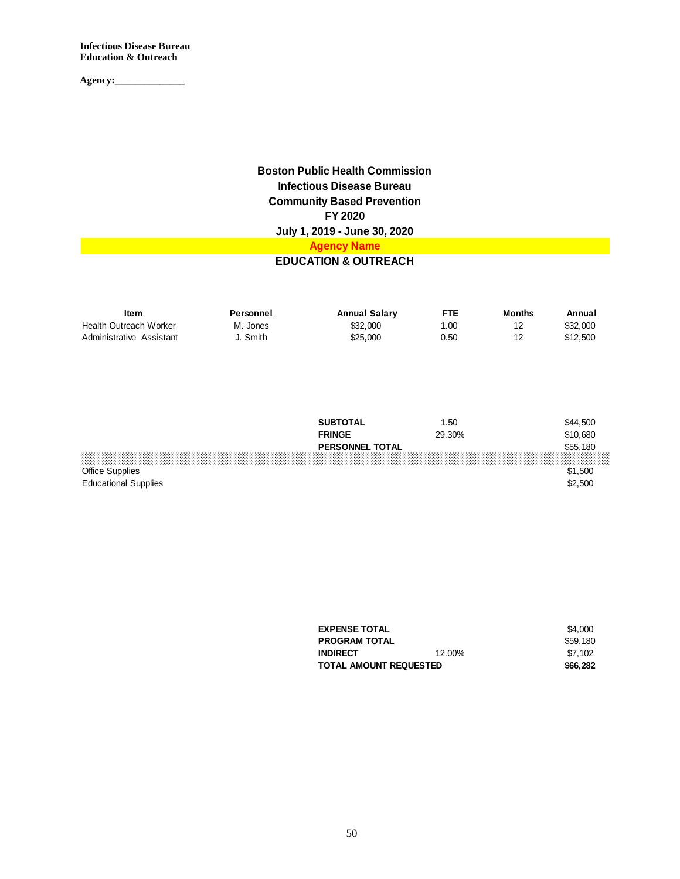**Infectious Disease Bureau**
**Education & Outreach**

**Agency:______________**

**Boston Public Health Commission**
**Infectious Disease Bureau**
**Community Based Prevention**
**FY 2020**
**July 1, 2019 - June 30, 2020**
**Agency Name**
**EDUCATION & OUTREACH**

| Item | Personnel | Annual Salary | FTE | Months | Annual |
|---|---|---|---|---|---|
| Health Outreach Worker | M. Jones | $32,000 | 1.00 | 12 | $32,000 |
| Administrative Assistant | J. Smith | $25,000 | 0.50 | 12 | $12,500 |
| | | **SUBTOTAL** | 1.50 | | $44,500 |
| | | **FRINGE** | 29.30% | | $10,680 |
| | | **PERSONNEL TOTAL** | | | $55,180 |
| Office Supplies | | | | | $1,500 |
| Educational Supplies | | | | | $2,500 |

| | | |
|---|---|---|
| **EXPENSE TOTAL** | | $4,000 |
| **PROGRAM TOTAL** | | $59,180 |
| **INDIRECT** | 12.00% | $7,102 |
| **TOTAL AMOUNT REQUESTED** | | **$66,282** |